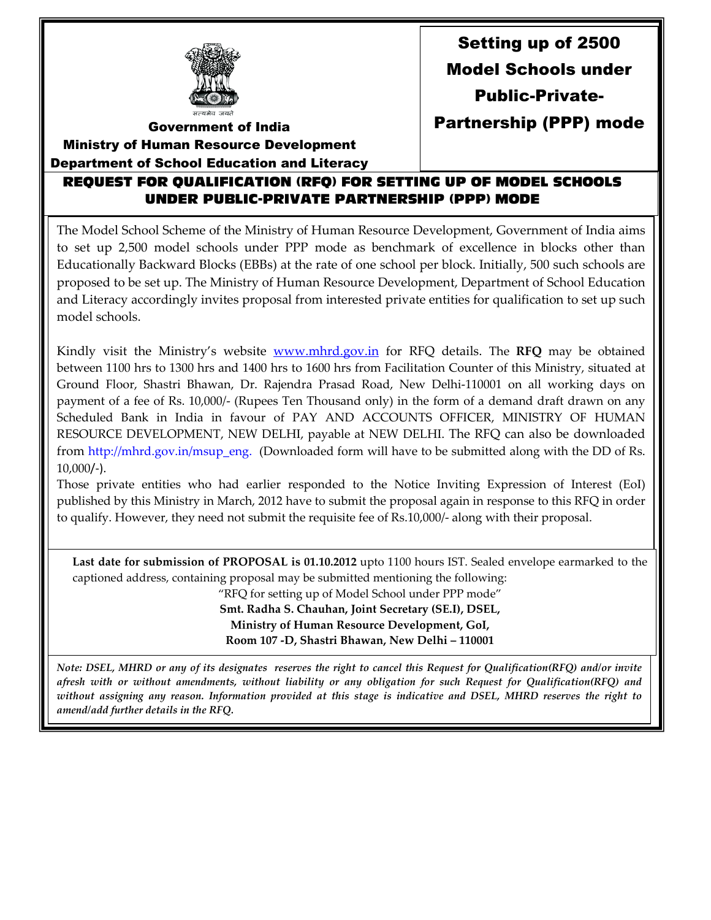सत्यमेव जयते

**Government of India**
**Ministry of Human Resource Development**
**Department of School Education and Literacy**

# Setting up of 2500 Model Schools under Public-Private-Partnership (PPP) mode

## REQUEST FOR QUALIFICATION (RFQ) FOR SETTING UP OF MODEL SCHOOLS UNDER PUBLIC-PRIVATE PARTNERSHIP (PPP) MODE

The Model School Scheme of the Ministry of Human Resource Development, Government of India aims to set up 2,500 model schools under PPP mode as benchmark of excellence in blocks other than Educationally Backward Blocks (EBBs) at the rate of one school per block. Initially, 500 such schools are proposed to be set up. The Ministry of Human Resource Development, Department of School Education and Literacy accordingly invites proposal from interested private entities for qualification to set up such model schools.

Kindly visit the Ministry's website www.mhrd.gov.in for RFQ details. The **RFQ** may be obtained between 1100 hrs to 1300 hrs and 1400 hrs to 1600 hrs from Facilitation Counter of this Ministry, situated at Ground Floor, Shastri Bhawan, Dr. Rajendra Prasad Road, New Delhi-110001 on all working days on payment of a fee of Rs. 10,000/- (Rupees Ten Thousand only) in the form of a demand draft drawn on any Scheduled Bank in India in favour of PAY AND ACCOUNTS OFFICER, MINISTRY OF HUMAN RESOURCE DEVELOPMENT, NEW DELHI, payable at NEW DELHI. The RFQ can also be downloaded from http://mhrd.gov.in/msup_eng. (Downloaded form will have to be submitted along with the DD of Rs. 10,000/-).

Those private entities who had earlier responded to the Notice Inviting Expression of Interest (EoI) published by this Ministry in March, 2012 have to submit the proposal again in response to this RFQ in order to qualify. However, they need not submit the requisite fee of Rs.10,000/- along with their proposal.

**Last date for submission of PROPOSAL is 01.10.2012** upto 1100 hours IST. Sealed envelope earmarked to the captioned address, containing proposal may be submitted mentioning the following:

"RFQ for setting up of Model School under PPP mode"
**Smt. Radha S. Chauhan, Joint Secretary (SE.I), DSEL,**
**Ministry of Human Resource Development, GoI,**
**Room 107 -D, Shastri Bhawan, New Delhi – 110001**

***Note: DSEL, MHRD or any of its designates reserves the right to cancel this Request for Qualification(RFQ) and/or invite afresh with or without amendments, without liability or any obligation for such Request for Qualification(RFQ) and without assigning any reason. Information provided at this stage is indicative and DSEL, MHRD reserves the right to amend/add further details in the RFQ.***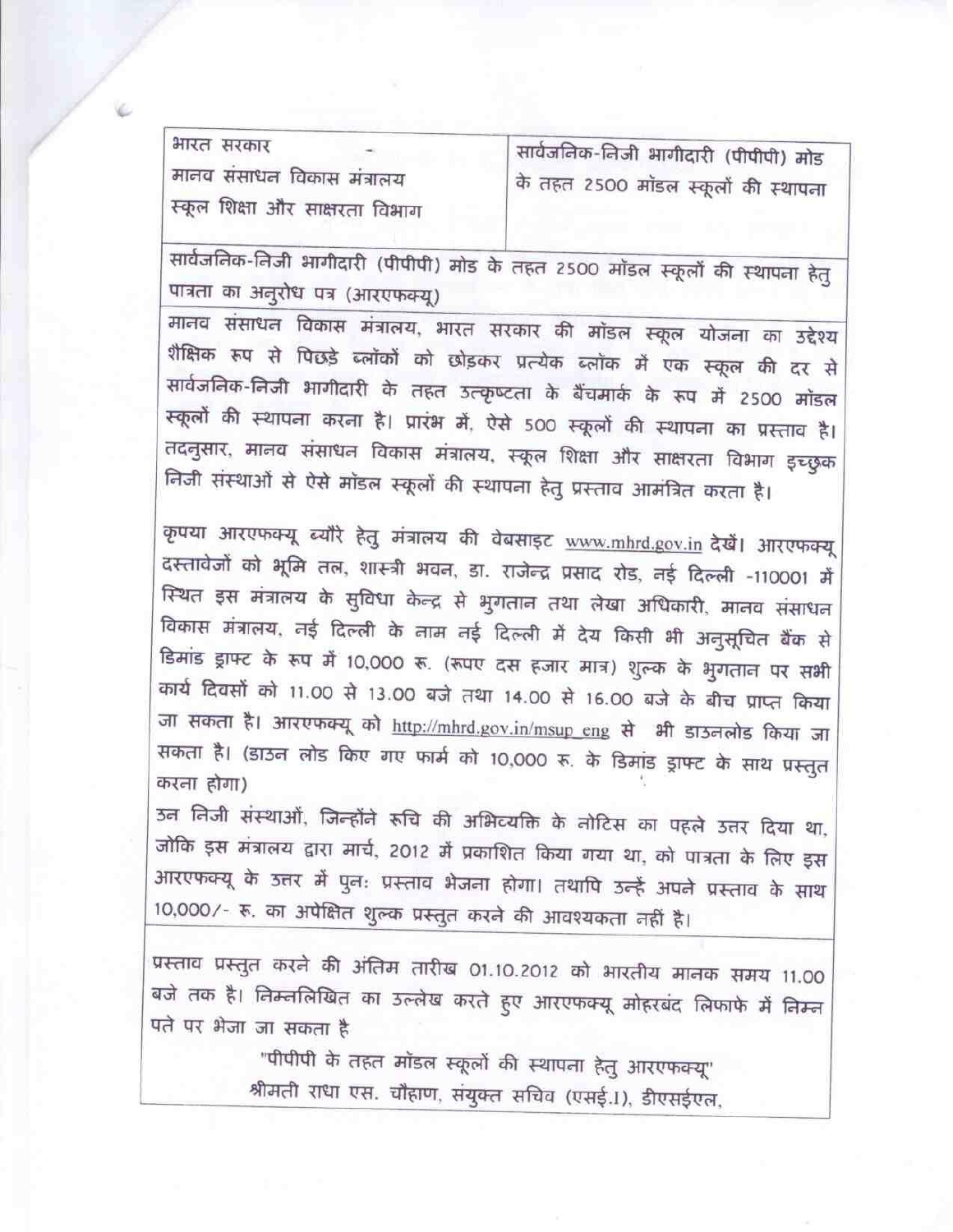| भारत सरकार<br>मानव संसाधन विकास मंत्रालय<br>स्कूल शिक्षा और साक्षरता विभाग | सार्वजनिक-निजी भागीदारी (पीपीपी) मोड के तहत 2500 मॉडल स्कूलों की स्थापना |
|---|---|

**सार्वजनिक-निजी भागीदारी (पीपीपी) मोड के तहत 2500 मॉडल स्कूलों की स्थापना हेतु पात्रता का अनुरोध पत्र (आरएफक्यू)**

मानव संसाधन विकास मंत्रालय, भारत सरकार की मॉडल स्कूल योजना का उद्देश्य शैक्षिक रूप से पिछड़े ब्लॉकों को छोड़कर प्रत्येक ब्लॉक में एक स्कूल की दर से सार्वजनिक-निजी भागीदारी के तहत उत्कृष्टता के बैंचमार्क के रूप में 2500 मॉडल स्कूलों की स्थापना करना है। प्रारंभ में, ऐसे 500 स्कूलों की स्थापना का प्रस्ताव है। तदनुसार, मानव संसाधन विकास मंत्रालय, स्कूल शिक्षा और साक्षरता विभाग इच्छुक निजी संस्थाओं से ऐसे मॉडल स्कूलों की स्थापना हेतु प्रस्ताव आमंत्रित करता है।

कृपया आरएफक्यू ब्यौरे हेतु मंत्रालय की वेबसाइट www.mhrd.gov.in देखें। आरएफक्यू दस्तावेजों को भूमि तल, शास्त्री भवन, डा. राजेन्द्र प्रसाद रोड, नई दिल्ली -110001 में स्थित इस मंत्रालय के सुविधा केन्द्र से भुगतान तथा लेखा अधिकारी, मानव संसाधन विकास मंत्रालय, नई दिल्ली के नाम नई दिल्ली में देय किसी भी अनुसूचित बैंक से डिमांड ड्राफ्ट के रूप में 10,000 रू. (रूपए दस हजार मात्र) शुल्क के भुगतान पर सभी कार्य दिवसों को 11.00 से 13.00 बजे तथा 14.00 से 16.00 बजे के बीच प्राप्त किया जा सकता है। आरएफक्यू को http://mhrd.gov.in/msup_eng से भी डाउनलोड किया जा सकता है। (डाउन लोड किए गए फार्म को 10,000 रू. के डिमांड ड्राफ्ट के साथ प्रस्तुत करना होगा)

उन निजी संस्थाओं, जिन्होंने रूचि की अभिव्यक्ति के नोटिस का पहले उत्तर दिया था, जोकि इस मंत्रालय द्वारा मार्च, 2012 में प्रकाशित किया गया था, को पात्रता के लिए इस आरएफक्यू के उत्तर में पुनः प्रस्ताव भेजना होगा। तथापि उन्हें अपने प्रस्ताव के साथ 10,000/- रू. का अपेक्षित शुल्क प्रस्तुत करने की आवश्यकता नहीं है।

प्रस्ताव प्रस्तुत करने की अंतिम तारीख 01.10.2012 को भारतीय मानक समय 11.00 बजे तक है। निम्नलिखित का उल्लेख करते हुए आरएफक्यू मोहरबंद लिफाफे में निम्न पते पर भेजा जा सकता है

"पीपीपी के तहत मॉडल स्कूलों की स्थापना हेतु आरएफक्यू"

श्रीमती राधा एस. चौहाण, संयुक्त सचिव (एसई.I), डीएसईएल,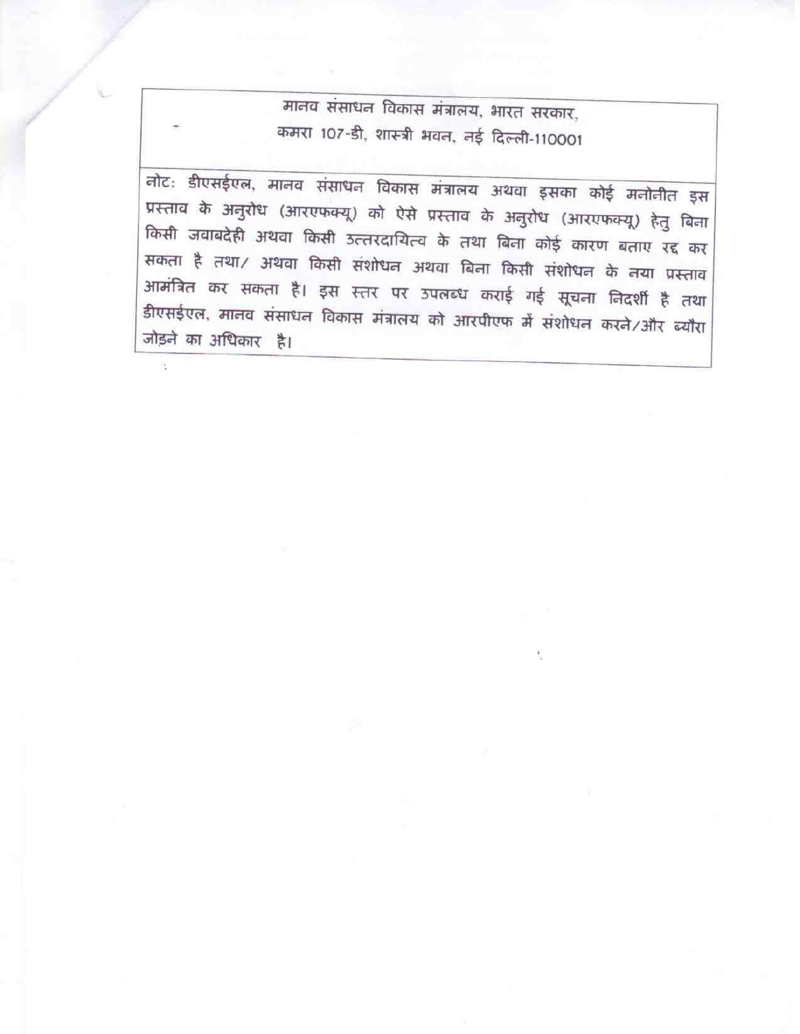मानव संसाधन विकास मंत्रालय, भारत सरकार,
कमरा 107-डी, शास्त्री भवन, नई दिल्ली-110001

नोट: डीएसईएल, मानव संसाधन विकास मंत्रालय अथवा इसका कोई मनोनीत इस प्रस्ताव के अनुरोध (आरएफक्यू) को ऐसे प्रस्ताव के अनुरोध (आरएफक्यू) हेतु बिना किसी जवाबदेही अथवा किसी उत्तरदायित्व के तथा बिना कोई कारण बताए रद्द कर सकता है तथा/ अथवा किसी संशोधन अथवा बिना किसी संशोधन के नया प्रस्ताव आमंत्रित कर सकता है। इस स्तर पर उपलब्ध कराई गई सूचना निदर्शी है तथा डीएसईएल, मानव संसाधन विकास मंत्रालय को आरपीएफ में संशोधन करने/और ब्यौरा जोड़ने का अधिकार है।